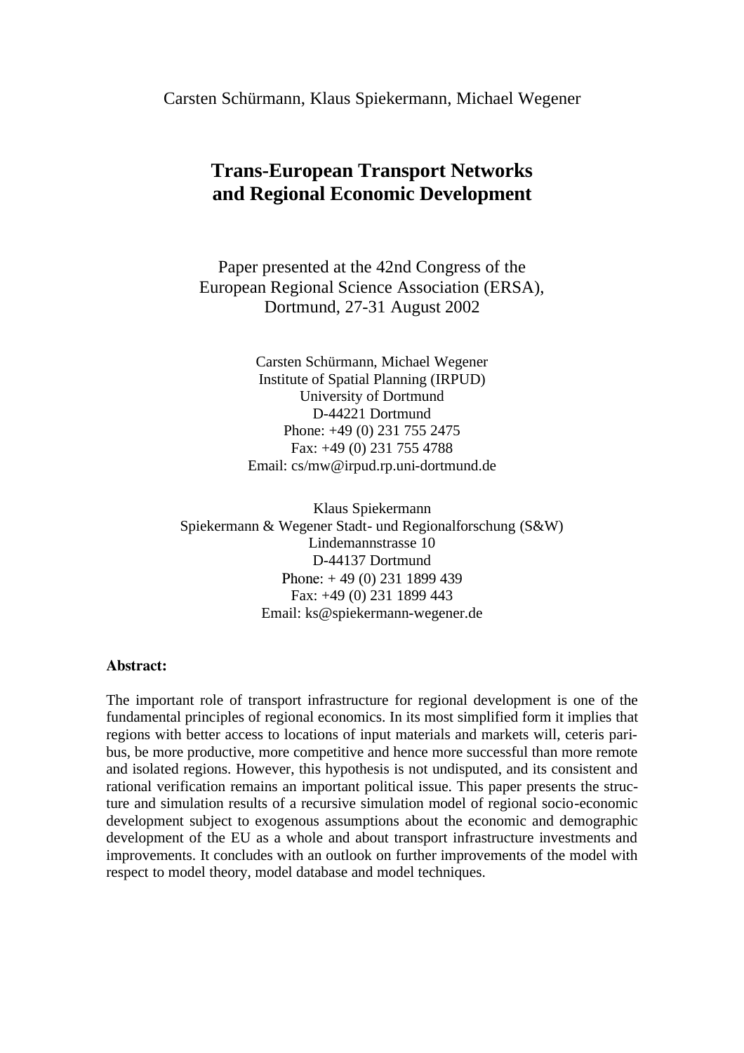Carsten Schürmann, Klaus Spiekermann, Michael Wegener

# Trans-European Transport Networks and Regional Economic Development

Paper presented at the 42nd Congress of the European Regional Science Association (ERSA), Dortmund, 27-31 August 2002

Carsten Schürmann, Michael Wegener
Institute of Spatial Planning (IRPUD)
University of Dortmund
D-44221 Dortmund
Phone: +49 (0) 231 755 2475
Fax: +49 (0) 231 755 4788
Email: cs/mw@irpud.rp.uni-dortmund.de

Klaus Spiekermann
Spiekermann & Wegener Stadt- und Regionalforschung (S&W)
Lindemannstrasse 10
D-44137 Dortmund
Phone: + 49 (0) 231 1899 439
Fax: +49 (0) 231 1899 443
Email: ks@spiekermann-wegener.de

**Abstract:**

The important role of transport infrastructure for regional development is one of the fundamental principles of regional economics. In its most simplified form it implies that regions with better access to locations of input materials and markets will, ceteris paribus, be more productive, more competitive and hence more successful than more remote and isolated regions. However, this hypothesis is not undisputed, and its consistent and rational verification remains an important political issue. This paper presents the structure and simulation results of a recursive simulation model of regional socio-economic development subject to exogenous assumptions about the economic and demographic development of the EU as a whole and about transport infrastructure investments and improvements. It concludes with an outlook on further improvements of the model with respect to model theory, model database and model techniques.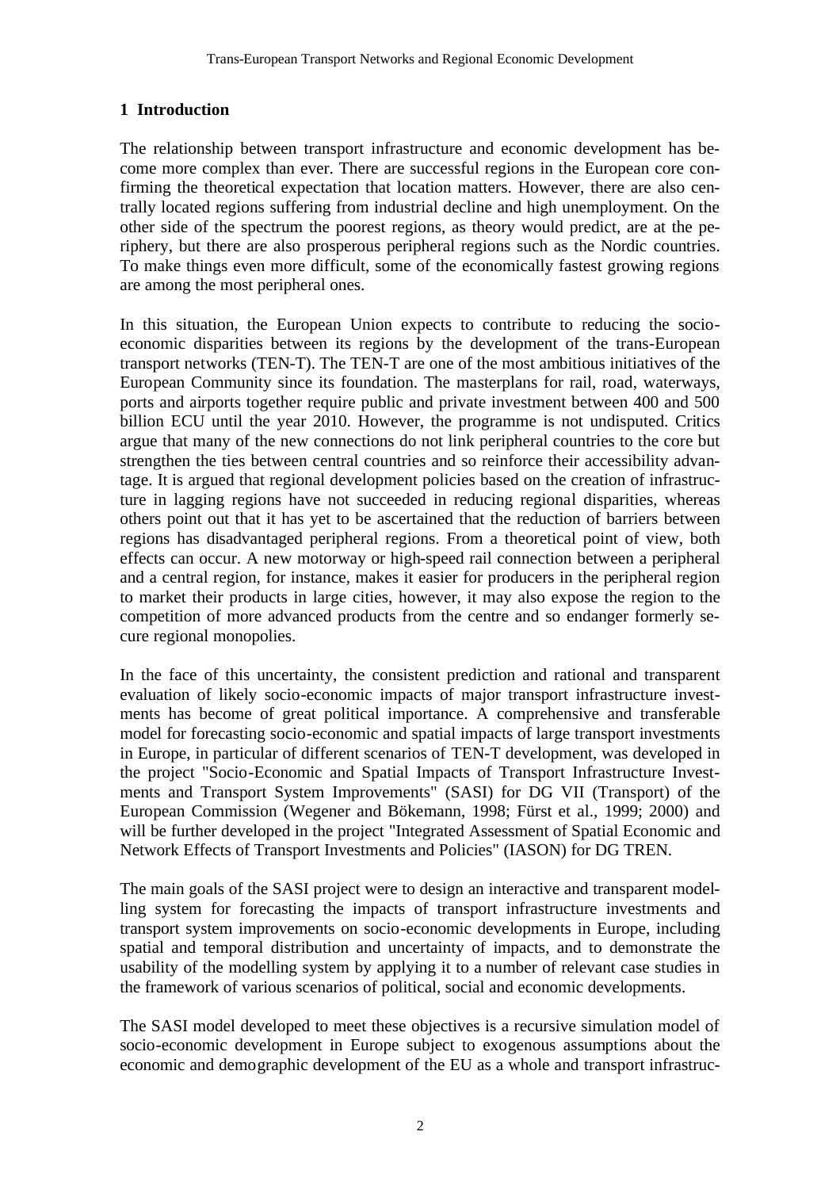## 1 Introduction

The relationship between transport infrastructure and economic development has become more complex than ever. There are successful regions in the European core confirming the theoretical expectation that location matters. However, there are also centrally located regions suffering from industrial decline and high unemployment. On the other side of the spectrum the poorest regions, as theory would predict, are at the periphery, but there are also prosperous peripheral regions such as the Nordic countries. To make things even more difficult, some of the economically fastest growing regions are among the most peripheral ones.

In this situation, the European Union expects to contribute to reducing the socio-economic disparities between its regions by the development of the trans-European transport networks (TEN-T). The TEN-T are one of the most ambitious initiatives of the European Community since its foundation. The masterplans for rail, road, waterways, ports and airports together require public and private investment between 400 and 500 billion ECU until the year 2010. However, the programme is not undisputed. Critics argue that many of the new connections do not link peripheral countries to the core but strengthen the ties between central countries and so reinforce their accessibility advantage. It is argued that regional development policies based on the creation of infrastructure in lagging regions have not succeeded in reducing regional disparities, whereas others point out that it has yet to be ascertained that the reduction of barriers between regions has disadvantaged peripheral regions. From a theoretical point of view, both effects can occur. A new motorway or high-speed rail connection between a peripheral and a central region, for instance, makes it easier for producers in the peripheral region to market their products in large cities, however, it may also expose the region to the competition of more advanced products from the centre and so endanger formerly secure regional monopolies.

In the face of this uncertainty, the consistent prediction and rational and transparent evaluation of likely socio-economic impacts of major transport infrastructure investments has become of great political importance. A comprehensive and transferable model for forecasting socio-economic and spatial impacts of large transport investments in Europe, in particular of different scenarios of TEN-T development, was developed in the project "Socio-Economic and Spatial Impacts of Transport Infrastructure Investments and Transport System Improvements" (SASI) for DG VII (Transport) of the European Commission (Wegener and Bökemann, 1998; Fürst et al., 1999; 2000) and will be further developed in the project "Integrated Assessment of Spatial Economic and Network Effects of Transport Investments and Policies" (IASON) for DG TREN.

The main goals of the SASI project were to design an interactive and transparent modelling system for forecasting the impacts of transport infrastructure investments and transport system improvements on socio-economic developments in Europe, including spatial and temporal distribution and uncertainty of impacts, and to demonstrate the usability of the modelling system by applying it to a number of relevant case studies in the framework of various scenarios of political, social and economic developments.

The SASI model developed to meet these objectives is a recursive simulation model of socio-economic development in Europe subject to exogenous assumptions about the economic and demographic development of the EU as a whole and transport infrastruc-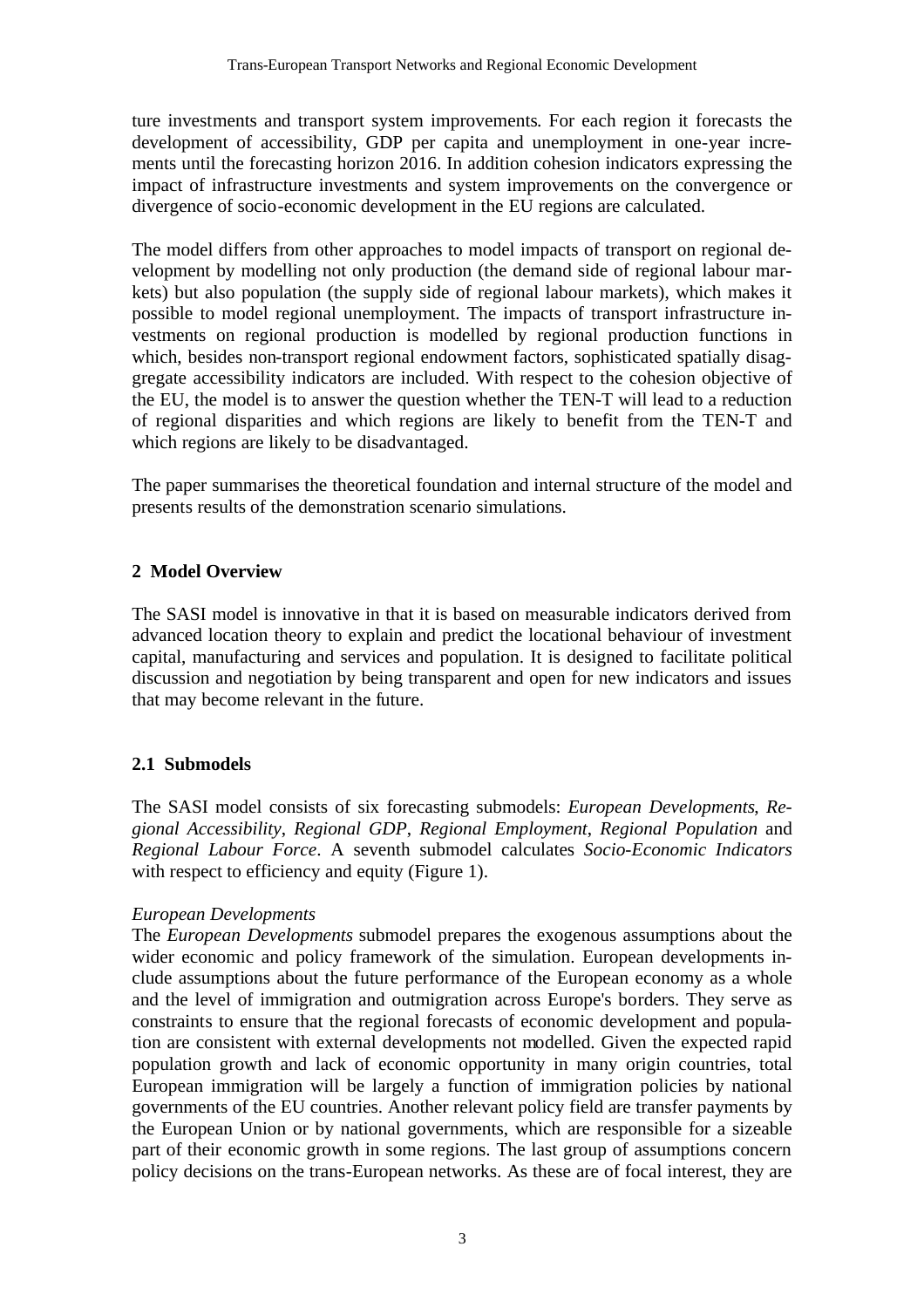ture investments and transport system improvements. For each region it forecasts the development of accessibility, GDP per capita and unemployment in one-year increments until the forecasting horizon 2016. In addition cohesion indicators expressing the impact of infrastructure investments and system improvements on the convergence or divergence of socio-economic development in the EU regions are calculated.

The model differs from other approaches to model impacts of transport on regional development by modelling not only production (the demand side of regional labour markets) but also population (the supply side of regional labour markets), which makes it possible to model regional unemployment. The impacts of transport infrastructure investments on regional production is modelled by regional production functions in which, besides non-transport regional endowment factors, sophisticated spatially disaggregate accessibility indicators are included. With respect to the cohesion objective of the EU, the model is to answer the question whether the TEN-T will lead to a reduction of regional disparities and which regions are likely to benefit from the TEN-T and which regions are likely to be disadvantaged.

The paper summarises the theoretical foundation and internal structure of the model and presents results of the demonstration scenario simulations.

## 2 Model Overview

The SASI model is innovative in that it is based on measurable indicators derived from advanced location theory to explain and predict the locational behaviour of investment capital, manufacturing and services and population. It is designed to facilitate political discussion and negotiation by being transparent and open for new indicators and issues that may become relevant in the future.

### 2.1 Submodels

The SASI model consists of six forecasting submodels: *European Developments*, *Regional Accessibility*, *Regional GDP*, *Regional Employment*, *Regional Population* and *Regional Labour Force*. A seventh submodel calculates *Socio-Economic Indicators* with respect to efficiency and equity (Figure 1).

*European Developments*

The *European Developments* submodel prepares the exogenous assumptions about the wider economic and policy framework of the simulation. European developments include assumptions about the future performance of the European economy as a whole and the level of immigration and outmigration across Europe's borders. They serve as constraints to ensure that the regional forecasts of economic development and population are consistent with external developments not modelled. Given the expected rapid population growth and lack of economic opportunity in many origin countries, total European immigration will be largely a function of immigration policies by national governments of the EU countries. Another relevant policy field are transfer payments by the European Union or by national governments, which are responsible for a sizeable part of their economic growth in some regions. The last group of assumptions concern policy decisions on the trans-European networks. As these are of focal interest, they are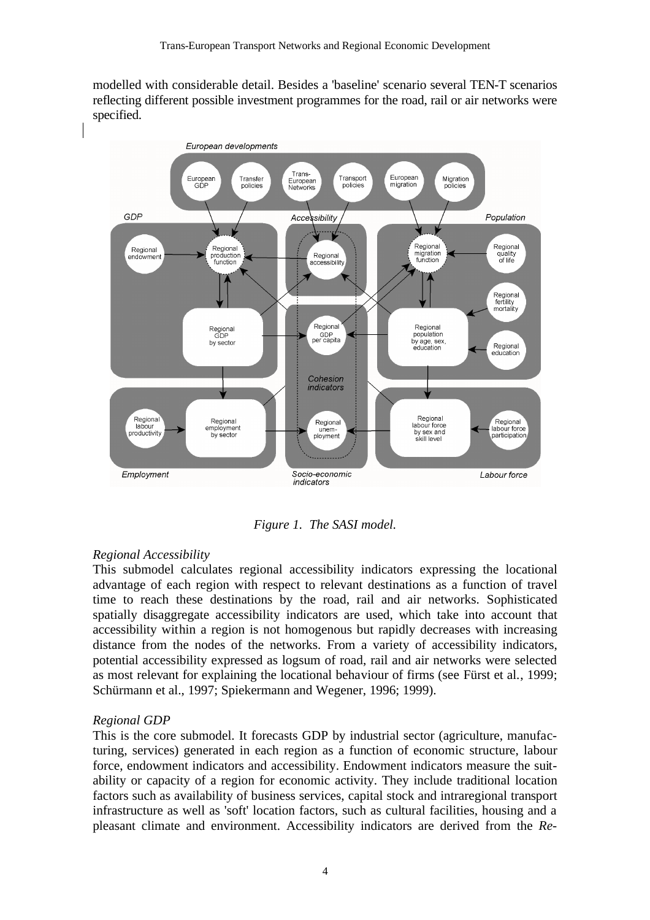modelled with considerable detail. Besides a 'baseline' scenario several TEN-T scenarios reflecting different possible investment programmes for the road, rail or air networks were specified.

*Figure 1. The SASI model.*

*Regional Accessibility*
This submodel calculates regional accessibility indicators expressing the locational advantage of each region with respect to relevant destinations as a function of travel time to reach these destinations by the road, rail and air networks. Sophisticated spatially disaggregate accessibility indicators are used, which take into account that accessibility within a region is not homogenous but rapidly decreases with increasing distance from the nodes of the networks. From a variety of accessibility indicators, potential accessibility expressed as logsum of road, rail and air networks were selected as most relevant for explaining the locational behaviour of firms (see Fürst et al., 1999; Schürmann et al., 1997; Spiekermann and Wegener, 1996; 1999).

*Regional GDP*
This is the core submodel. It forecasts GDP by industrial sector (agriculture, manufacturing, services) generated in each region as a function of economic structure, labour force, endowment indicators and accessibility. Endowment indicators measure the suitability or capacity of a region for economic activity. They include traditional location factors such as availability of business services, capital stock and intraregional transport infrastructure as well as 'soft' location factors, such as cultural facilities, housing and a pleasant climate and environment. Accessibility indicators are derived from the *Re-*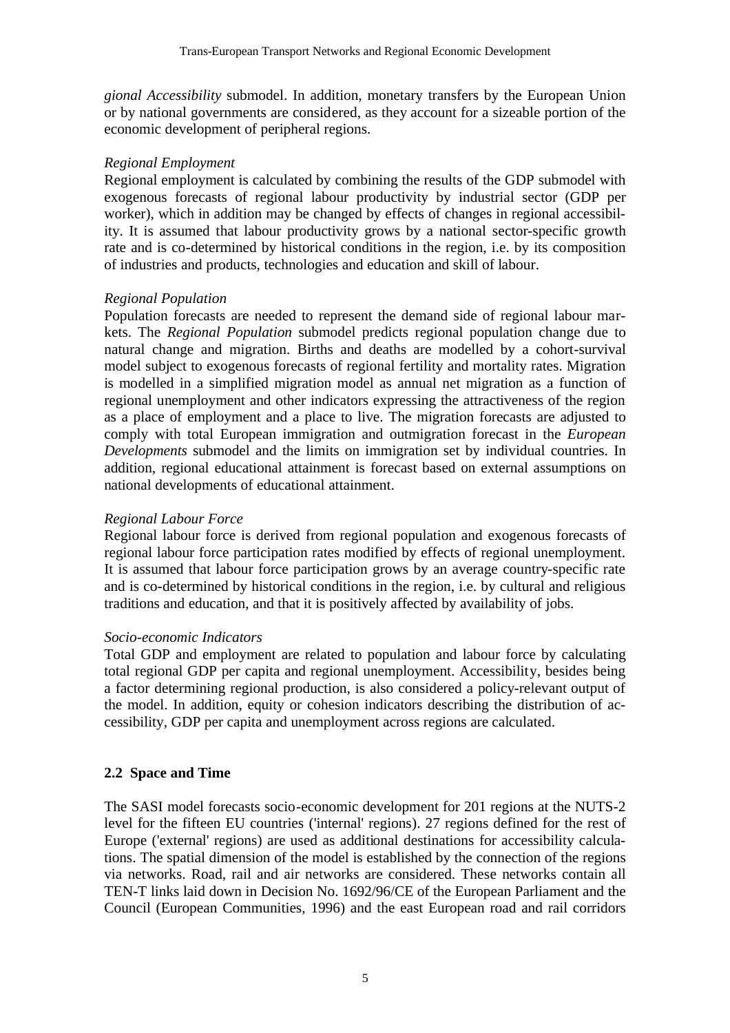*gional Accessibility* submodel. In addition, monetary transfers by the European Union or by national governments are considered, as they account for a sizeable portion of the economic development of peripheral regions.

*Regional Employment*

Regional employment is calculated by combining the results of the GDP submodel with exogenous forecasts of regional labour productivity by industrial sector (GDP per worker), which in addition may be changed by effects of changes in regional accessibility. It is assumed that labour productivity grows by a national sector-specific growth rate and is co-determined by historical conditions in the region, i.e. by its composition of industries and products, technologies and education and skill of labour.

*Regional Population*

Population forecasts are needed to represent the demand side of regional labour markets. The *Regional Population* submodel predicts regional population change due to natural change and migration. Births and deaths are modelled by a cohort-survival model subject to exogenous forecasts of regional fertility and mortality rates. Migration is modelled in a simplified migration model as annual net migration as a function of regional unemployment and other indicators expressing the attractiveness of the region as a place of employment and a place to live. The migration forecasts are adjusted to comply with total European immigration and outmigration forecast in the *European Developments* submodel and the limits on immigration set by individual countries. In addition, regional educational attainment is forecast based on external assumptions on national developments of educational attainment.

*Regional Labour Force*

Regional labour force is derived from regional population and exogenous forecasts of regional labour force participation rates modified by effects of regional unemployment. It is assumed that labour force participation grows by an average country-specific rate and is co-determined by historical conditions in the region, i.e. by cultural and religious traditions and education, and that it is positively affected by availability of jobs.

*Socio-economic Indicators*

Total GDP and employment are related to population and labour force by calculating total regional GDP per capita and regional unemployment. Accessibility, besides being a factor determining regional production, is also considered a policy-relevant output of the model. In addition, equity or cohesion indicators describing the distribution of accessibility, GDP per capita and unemployment across regions are calculated.

## 2.2 Space and Time

The SASI model forecasts socio-economic development for 201 regions at the NUTS-2 level for the fifteen EU countries ('internal' regions). 27 regions defined for the rest of Europe ('external' regions) are used as additional destinations for accessibility calculations. The spatial dimension of the model is established by the connection of the regions via networks. Road, rail and air networks are considered. These networks contain all TEN-T links laid down in Decision No. 1692/96/CE of the European Parliament and the Council (European Communities, 1996) and the east European road and rail corridors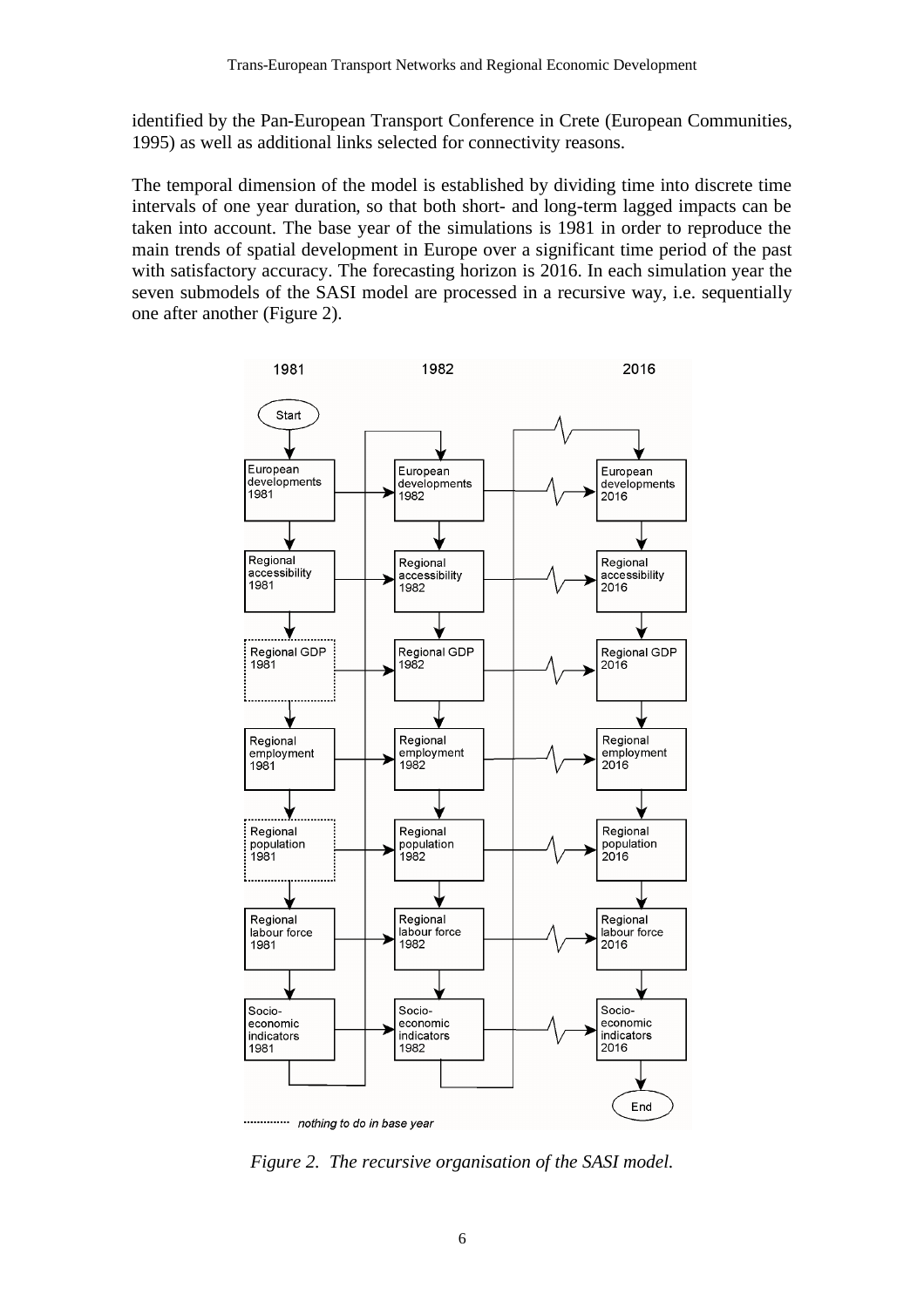identified by the Pan-European Transport Conference in Crete (European Communities, 1995) as well as additional links selected for connectivity reasons.

The temporal dimension of the model is established by dividing time into discrete time intervals of one year duration, so that both short- and long-term lagged impacts can be taken into account. The base year of the simulations is 1981 in order to reproduce the main trends of spatial development in Europe over a significant time period of the past with satisfactory accuracy. The forecasting horizon is 2016. In each simulation year the seven submodels of the SASI model are processed in a recursive way, i.e. sequentially one after another (Figure 2).

*Figure 2. The recursive organisation of the SASI model.*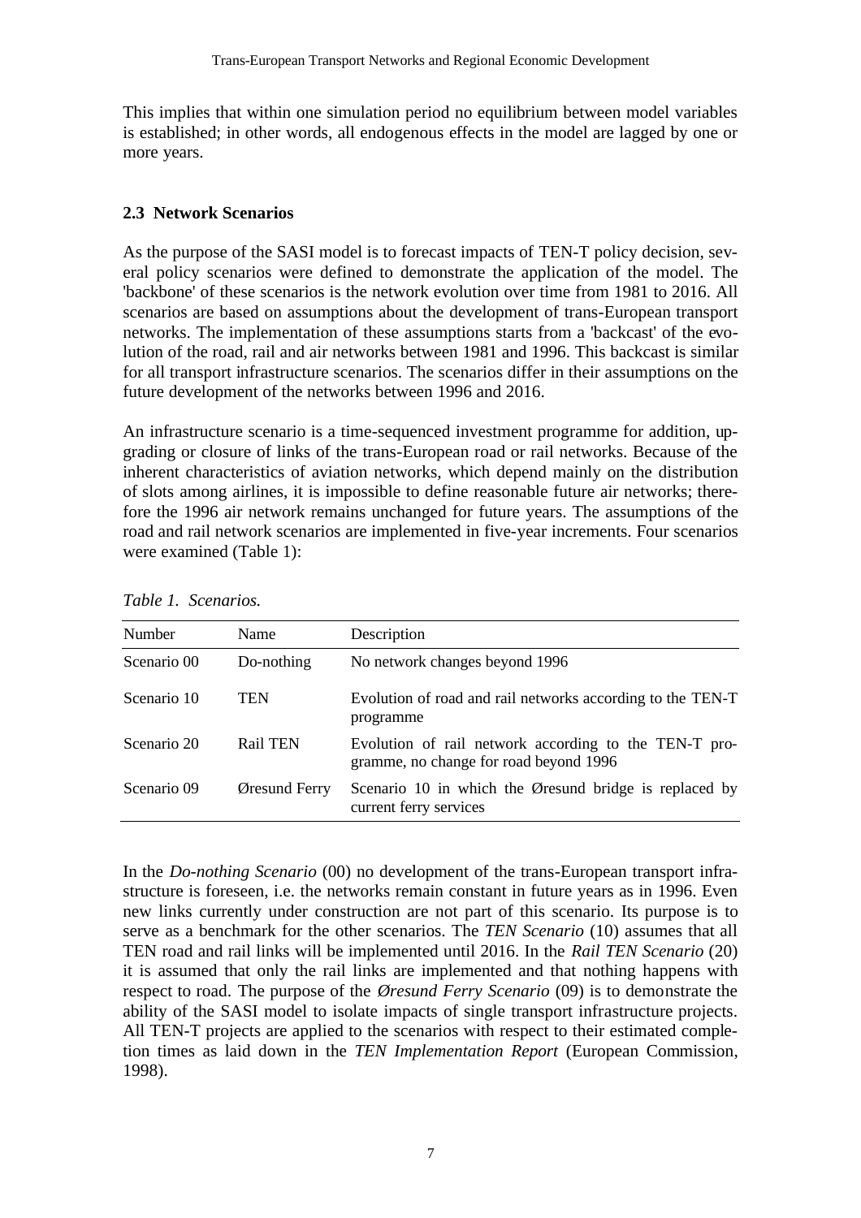This implies that within one simulation period no equilibrium between model variables is established; in other words, all endogenous effects in the model are lagged by one or more years.

### 2.3 Network Scenarios

As the purpose of the SASI model is to forecast impacts of TEN-T policy decision, several policy scenarios were defined to demonstrate the application of the model. The 'backbone' of these scenarios is the network evolution over time from 1981 to 2016. All scenarios are based on assumptions about the development of trans-European transport networks. The implementation of these assumptions starts from a 'backcast' of the evolution of the road, rail and air networks between 1981 and 1996. This backcast is similar for all transport infrastructure scenarios. The scenarios differ in their assumptions on the future development of the networks between 1996 and 2016.

An infrastructure scenario is a time-sequenced investment programme for addition, upgrading or closure of links of the trans-European road or rail networks. Because of the inherent characteristics of aviation networks, which depend mainly on the distribution of slots among airlines, it is impossible to define reasonable future air networks; therefore the 1996 air network remains unchanged for future years. The assumptions of the road and rail network scenarios are implemented in five-year increments. Four scenarios were examined (Table 1):

*Table 1. Scenarios.*

| Number | Name | Description |
|---|---|---|
| Scenario 00 | Do-nothing | No network changes beyond 1996 |
| Scenario 10 | TEN | Evolution of road and rail networks according to the TEN-T programme |
| Scenario 20 | Rail TEN | Evolution of rail network according to the TEN-T programme, no change for road beyond 1996 |
| Scenario 09 | Øresund Ferry | Scenario 10 in which the Øresund bridge is replaced by current ferry services |

In the *Do-nothing Scenario* (00) no development of the trans-European transport infrastructure is foreseen, i.e. the networks remain constant in future years as in 1996. Even new links currently under construction are not part of this scenario. Its purpose is to serve as a benchmark for the other scenarios. The *TEN Scenario* (10) assumes that all TEN road and rail links will be implemented until 2016. In the *Rail TEN Scenario* (20) it is assumed that only the rail links are implemented and that nothing happens with respect to road. The purpose of the *Øresund Ferry Scenario* (09) is to demonstrate the ability of the SASI model to isolate impacts of single transport infrastructure projects. All TEN-T projects are applied to the scenarios with respect to their estimated completion times as laid down in the *TEN Implementation Report* (European Commission, 1998).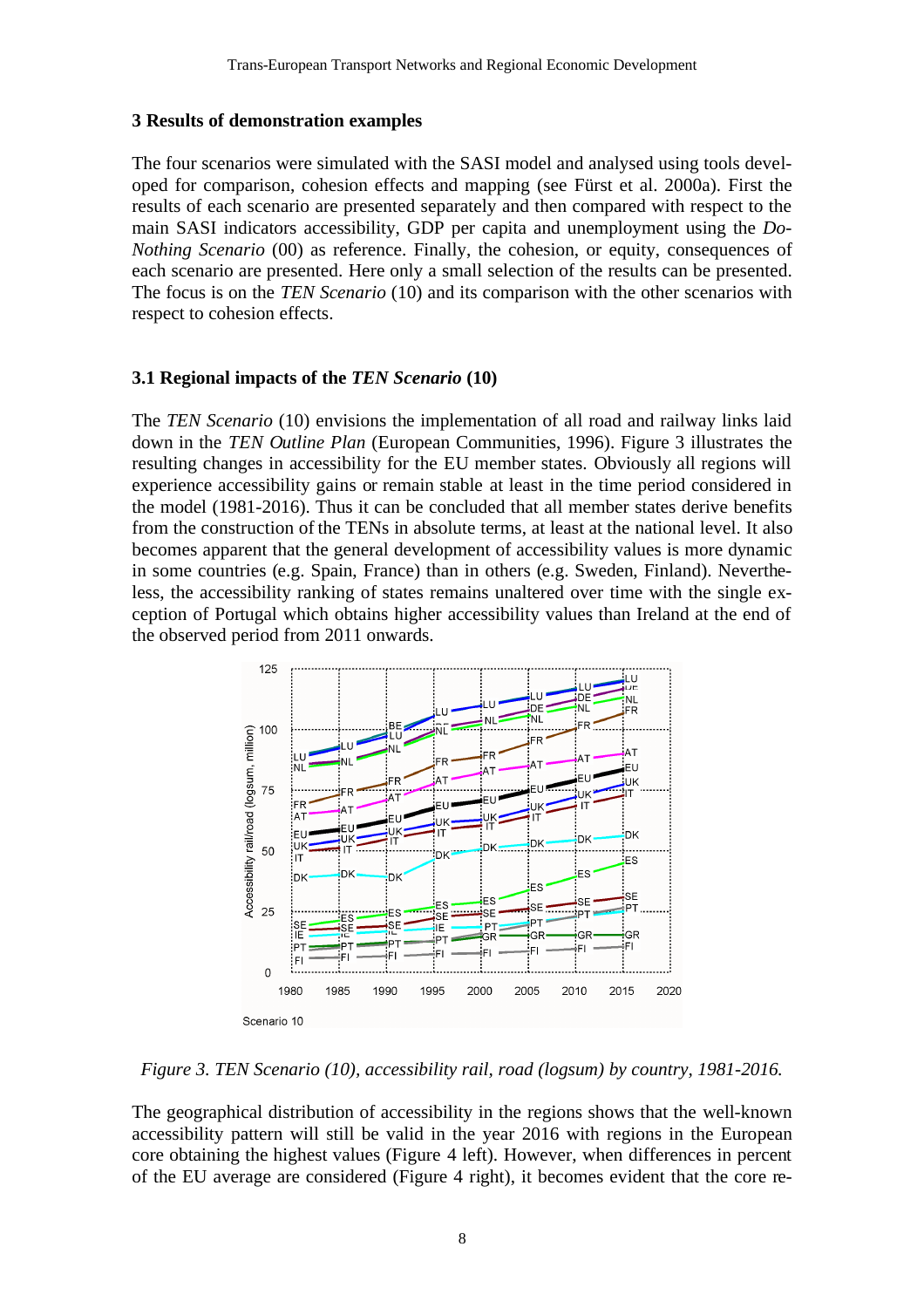## 3 Results of demonstration examples

The four scenarios were simulated with the SASI model and analysed using tools developed for comparison, cohesion effects and mapping (see Fürst et al. 2000a). First the results of each scenario are presented separately and then compared with respect to the main SASI indicators accessibility, GDP per capita and unemployment using the *Do-Nothing Scenario* (00) as reference. Finally, the cohesion, or equity, consequences of each scenario are presented. Here only a small selection of the results can be presented. The focus is on the *TEN Scenario* (10) and its comparison with the other scenarios with respect to cohesion effects.

### 3.1 Regional impacts of the *TEN Scenario* (10)

The *TEN Scenario* (10) envisions the implementation of all road and railway links laid down in the *TEN Outline Plan* (European Communities, 1996). Figure 3 illustrates the resulting changes in accessibility for the EU member states. Obviously all regions will experience accessibility gains or remain stable at least in the time period considered in the model (1981-2016). Thus it can be concluded that all member states derive benefits from the construction of the TENs in absolute terms, at least at the national level. It also becomes apparent that the general development of accessibility values is more dynamic in some countries (e.g. Spain, France) than in others (e.g. Sweden, Finland). Nevertheless, the accessibility ranking of states remains unaltered over time with the single exception of Portugal which obtains higher accessibility values than Ireland at the end of the observed period from 2011 onwards.

*Figure 3. TEN Scenario (10), accessibility rail, road (logsum) by country, 1981-2016.*

The geographical distribution of accessibility in the regions shows that the well-known accessibility pattern will still be valid in the year 2016 with regions in the European core obtaining the highest values (Figure 4 left). However, when differences in percent of the EU average are considered (Figure 4 right), it becomes evident that the core re-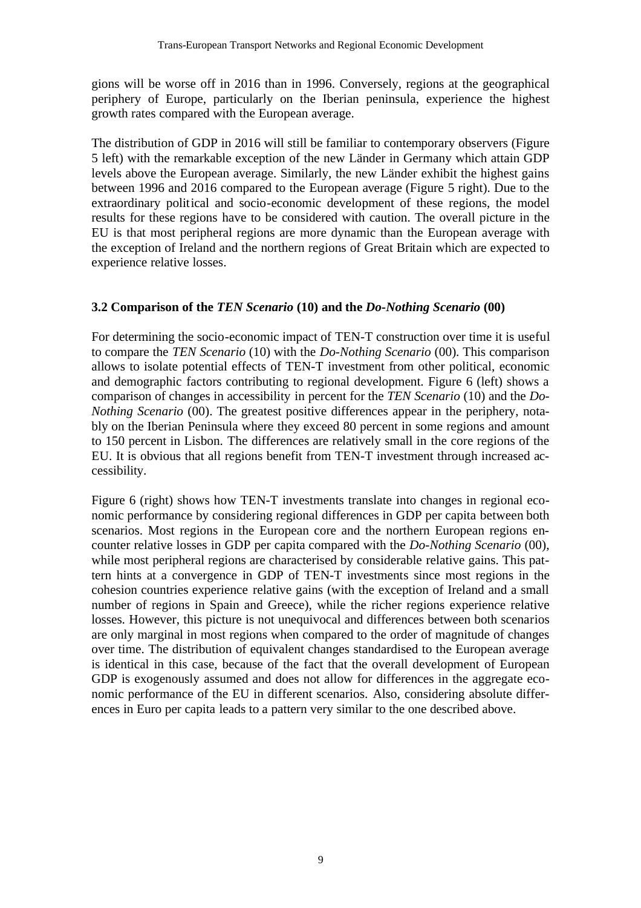gions will be worse off in 2016 than in 1996. Conversely, regions at the geographical periphery of Europe, particularly on the Iberian peninsula, experience the highest growth rates compared with the European average.

The distribution of GDP in 2016 will still be familiar to contemporary observers (Figure 5 left) with the remarkable exception of the new Länder in Germany which attain GDP levels above the European average. Similarly, the new Länder exhibit the highest gains between 1996 and 2016 compared to the European average (Figure 5 right). Due to the extraordinary political and socio-economic development of these regions, the model results for these regions have to be considered with caution. The overall picture in the EU is that most peripheral regions are more dynamic than the European average with the exception of Ireland and the northern regions of Great Britain which are expected to experience relative losses.

### 3.2 Comparison of the *TEN Scenario* (10) and the *Do-Nothing Scenario* (00)

For determining the socio-economic impact of TEN-T construction over time it is useful to compare the *TEN Scenario* (10) with the *Do-Nothing Scenario* (00). This comparison allows to isolate potential effects of TEN-T investment from other political, economic and demographic factors contributing to regional development. Figure 6 (left) shows a comparison of changes in accessibility in percent for the *TEN Scenario* (10) and the *Do-Nothing Scenario* (00). The greatest positive differences appear in the periphery, notably on the Iberian Peninsula where they exceed 80 percent in some regions and amount to 150 percent in Lisbon. The differences are relatively small in the core regions of the EU. It is obvious that all regions benefit from TEN-T investment through increased accessibility.

Figure 6 (right) shows how TEN-T investments translate into changes in regional economic performance by considering regional differences in GDP per capita between both scenarios. Most regions in the European core and the northern European regions encounter relative losses in GDP per capita compared with the *Do-Nothing Scenario* (00), while most peripheral regions are characterised by considerable relative gains. This pattern hints at a convergence in GDP of TEN-T investments since most regions in the cohesion countries experience relative gains (with the exception of Ireland and a small number of regions in Spain and Greece), while the richer regions experience relative losses. However, this picture is not unequivocal and differences between both scenarios are only marginal in most regions when compared to the order of magnitude of changes over time. The distribution of equivalent changes standardised to the European average is identical in this case, because of the fact that the overall development of European GDP is exogenously assumed and does not allow for differences in the aggregate economic performance of the EU in different scenarios. Also, considering absolute differences in Euro per capita leads to a pattern very similar to the one described above.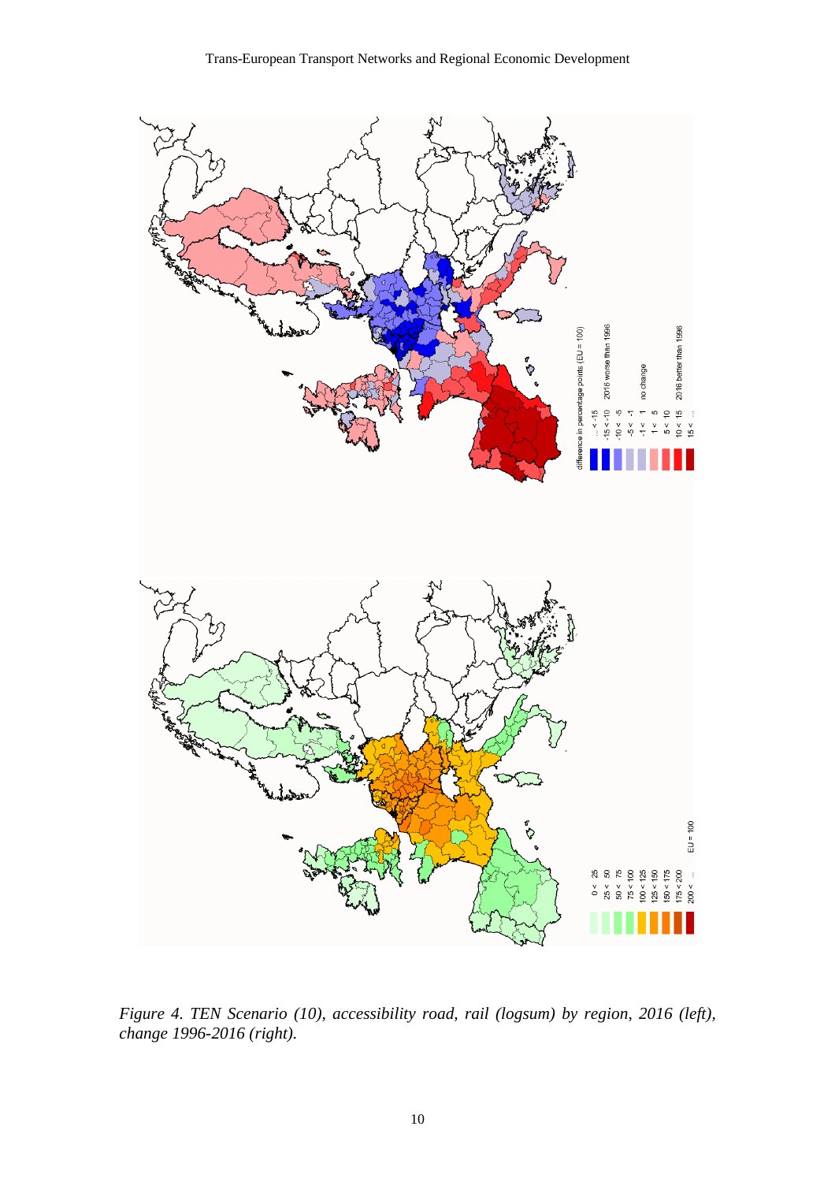*Figure 4. TEN Scenario (10), accessibility road, rail (logsum) by region, 2016 (left), change 1996-2016 (right).*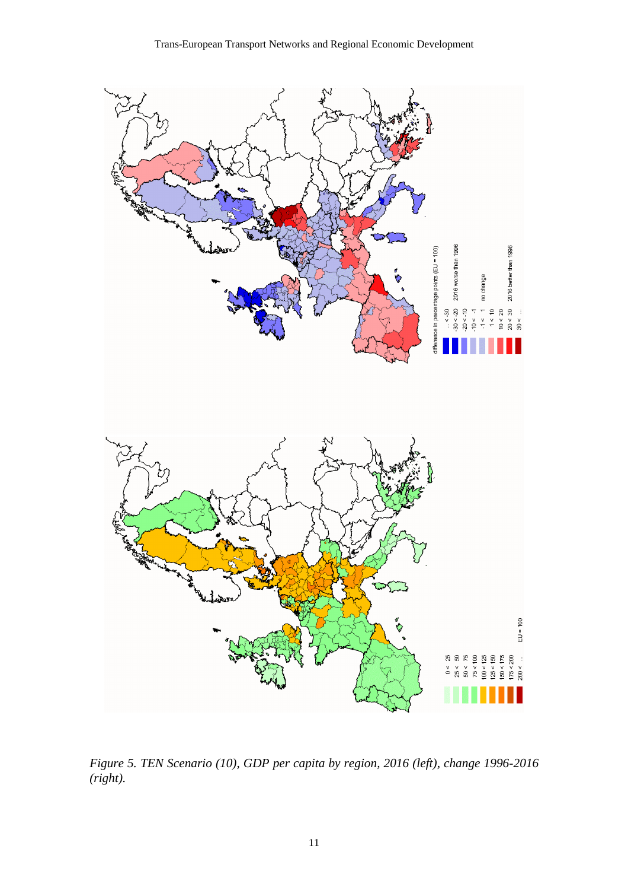Figure 5. TEN Scenario (10), GDP per capita by region, 2016 (left), change 1996-2016 (right).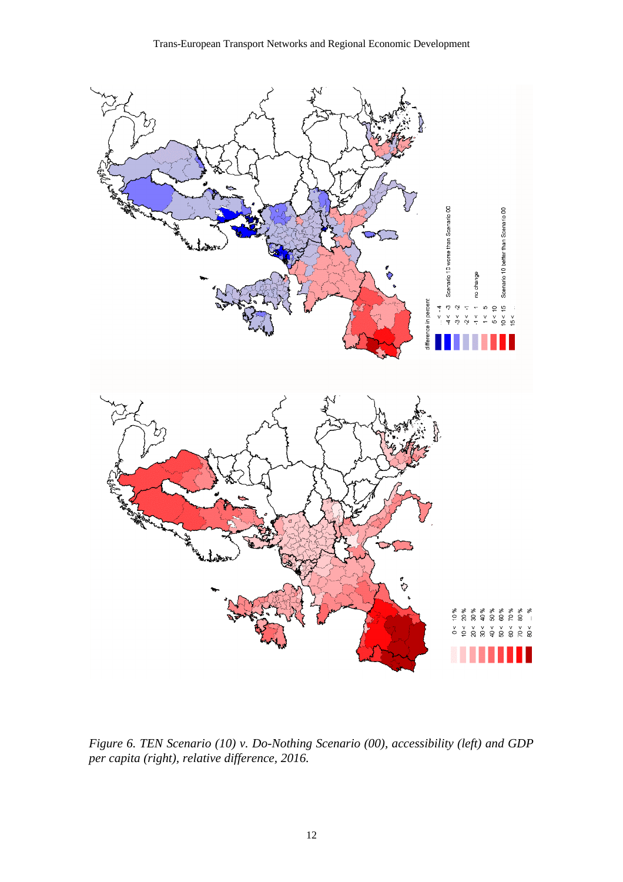*Figure 6. TEN Scenario (10) v. Do-Nothing Scenario (00), accessibility (left) and GDP per capita (right), relative difference, 2016.*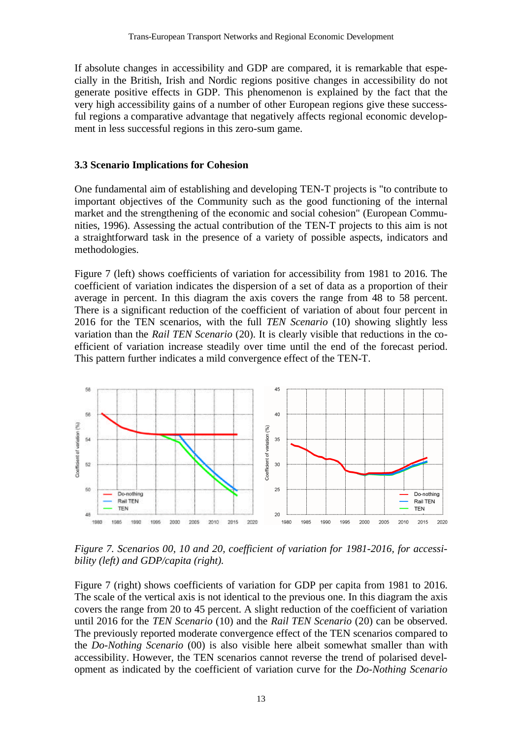If absolute changes in accessibility and GDP are compared, it is remarkable that especially in the British, Irish and Nordic regions positive changes in accessibility do not generate positive effects in GDP. This phenomenon is explained by the fact that the very high accessibility gains of a number of other European regions give these successful regions a comparative advantage that negatively affects regional economic development in less successful regions in this zero-sum game.

### 3.3 Scenario Implications for Cohesion

One fundamental aim of establishing and developing TEN-T projects is "to contribute to important objectives of the Community such as the good functioning of the internal market and the strengthening of the economic and social cohesion" (European Communities, 1996). Assessing the actual contribution of the TEN-T projects to this aim is not a straightforward task in the presence of a variety of possible aspects, indicators and methodologies.

Figure 7 (left) shows coefficients of variation for accessibility from 1981 to 2016. The coefficient of variation indicates the dispersion of a set of data as a proportion of their average in percent. In this diagram the axis covers the range from 48 to 58 percent. There is a significant reduction of the coefficient of variation of about four percent in 2016 for the TEN scenarios, with the full *TEN Scenario* (10) showing slightly less variation than the *Rail TEN Scenario* (20). It is clearly visible that reductions in the coefficient of variation increase steadily over time until the end of the forecast period. This pattern further indicates a mild convergence effect of the TEN-T.

*Figure 7. Scenarios 00, 10 and 20, coefficient of variation for 1981-2016, for accessibility (left) and GDP/capita (right).*

Figure 7 (right) shows coefficients of variation for GDP per capita from 1981 to 2016. The scale of the vertical axis is not identical to the previous one. In this diagram the axis covers the range from 20 to 45 percent. A slight reduction of the coefficient of variation until 2016 for the *TEN Scenario* (10) and the *Rail TEN Scenario* (20) can be observed. The previously reported moderate convergence effect of the TEN scenarios compared to the *Do-Nothing Scenario* (00) is also visible here albeit somewhat smaller than with accessibility. However, the TEN scenarios cannot reverse the trend of polarised development as indicated by the coefficient of variation curve for the *Do-Nothing Scenario*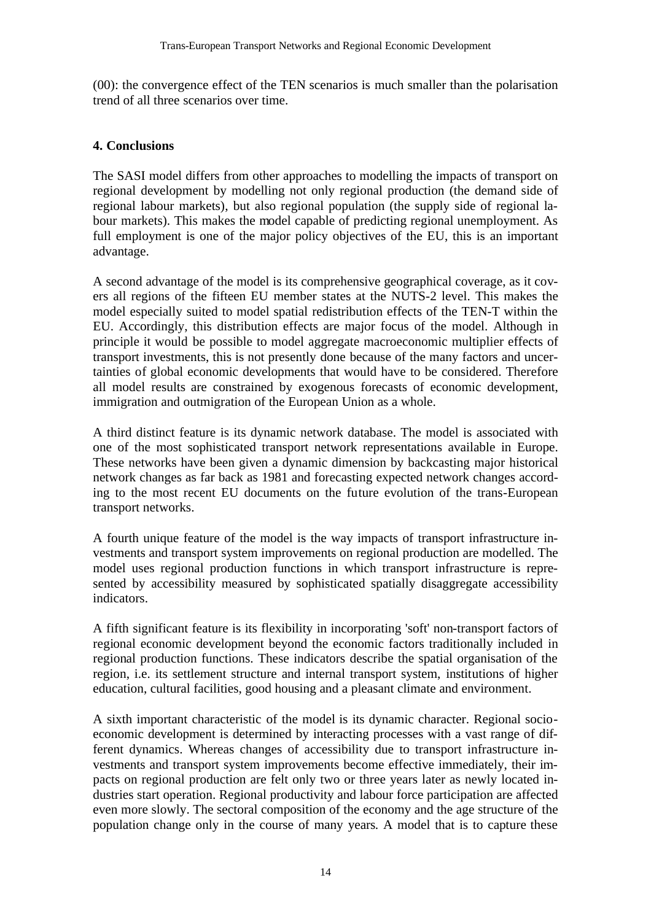(00): the convergence effect of the TEN scenarios is much smaller than the polarisation trend of all three scenarios over time.

## 4. Conclusions

The SASI model differs from other approaches to modelling the impacts of transport on regional development by modelling not only regional production (the demand side of regional labour markets), but also regional population (the supply side of regional labour markets). This makes the model capable of predicting regional unemployment. As full employment is one of the major policy objectives of the EU, this is an important advantage.

A second advantage of the model is its comprehensive geographical coverage, as it covers all regions of the fifteen EU member states at the NUTS-2 level. This makes the model especially suited to model spatial redistribution effects of the TEN-T within the EU. Accordingly, this distribution effects are major focus of the model. Although in principle it would be possible to model aggregate macroeconomic multiplier effects of transport investments, this is not presently done because of the many factors and uncertainties of global economic developments that would have to be considered. Therefore all model results are constrained by exogenous forecasts of economic development, immigration and outmigration of the European Union as a whole.

A third distinct feature is its dynamic network database. The model is associated with one of the most sophisticated transport network representations available in Europe. These networks have been given a dynamic dimension by backcasting major historical network changes as far back as 1981 and forecasting expected network changes according to the most recent EU documents on the future evolution of the trans-European transport networks.

A fourth unique feature of the model is the way impacts of transport infrastructure investments and transport system improvements on regional production are modelled. The model uses regional production functions in which transport infrastructure is represented by accessibility measured by sophisticated spatially disaggregate accessibility indicators.

A fifth significant feature is its flexibility in incorporating 'soft' non-transport factors of regional economic development beyond the economic factors traditionally included in regional production functions. These indicators describe the spatial organisation of the region, i.e. its settlement structure and internal transport system, institutions of higher education, cultural facilities, good housing and a pleasant climate and environment.

A sixth important characteristic of the model is its dynamic character. Regional socio-economic development is determined by interacting processes with a vast range of different dynamics. Whereas changes of accessibility due to transport infrastructure investments and transport system improvements become effective immediately, their impacts on regional production are felt only two or three years later as newly located industries start operation. Regional productivity and labour force participation are affected even more slowly. The sectoral composition of the economy and the age structure of the population change only in the course of many years. A model that is to capture these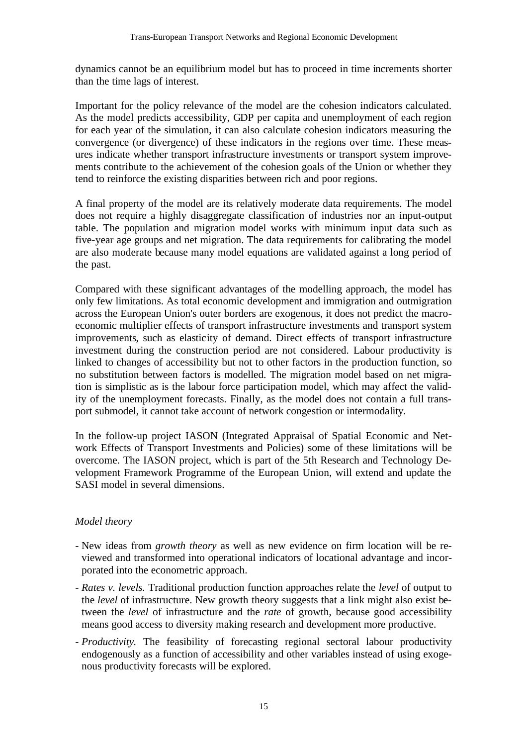dynamics cannot be an equilibrium model but has to proceed in time increments shorter than the time lags of interest.

Important for the policy relevance of the model are the cohesion indicators calculated. As the model predicts accessibility, GDP per capita and unemployment of each region for each year of the simulation, it can also calculate cohesion indicators measuring the convergence (or divergence) of these indicators in the regions over time. These measures indicate whether transport infrastructure investments or transport system improvements contribute to the achievement of the cohesion goals of the Union or whether they tend to reinforce the existing disparities between rich and poor regions.

A final property of the model are its relatively moderate data requirements. The model does not require a highly disaggregate classification of industries nor an input-output table. The population and migration model works with minimum input data such as five-year age groups and net migration. The data requirements for calibrating the model are also moderate because many model equations are validated against a long period of the past.

Compared with these significant advantages of the modelling approach, the model has only few limitations. As total economic development and immigration and outmigration across the European Union's outer borders are exogenous, it does not predict the macroeconomic multiplier effects of transport infrastructure investments and transport system improvements, such as elasticity of demand. Direct effects of transport infrastructure investment during the construction period are not considered. Labour productivity is linked to changes of accessibility but not to other factors in the production function, so no substitution between factors is modelled. The migration model based on net migration is simplistic as is the labour force participation model, which may affect the validity of the unemployment forecasts. Finally, as the model does not contain a full transport submodel, it cannot take account of network congestion or intermodality.

In the follow-up project IASON (Integrated Appraisal of Spatial Economic and Network Effects of Transport Investments and Policies) some of these limitations will be overcome. The IASON project, which is part of the 5th Research and Technology Development Framework Programme of the European Union, will extend and update the SASI model in several dimensions.

*Model theory*

- New ideas from *growth theory* as well as new evidence on firm location will be reviewed and transformed into operational indicators of locational advantage and incorporated into the econometric approach.
- *Rates v. levels.* Traditional production function approaches relate the *level* of output to the *level* of infrastructure. New growth theory suggests that a link might also exist between the *level* of infrastructure and the *rate* of growth, because good accessibility means good access to diversity making research and development more productive.
- *Productivity.* The feasibility of forecasting regional sectoral labour productivity endogenously as a function of accessibility and other variables instead of using exogenous productivity forecasts will be explored.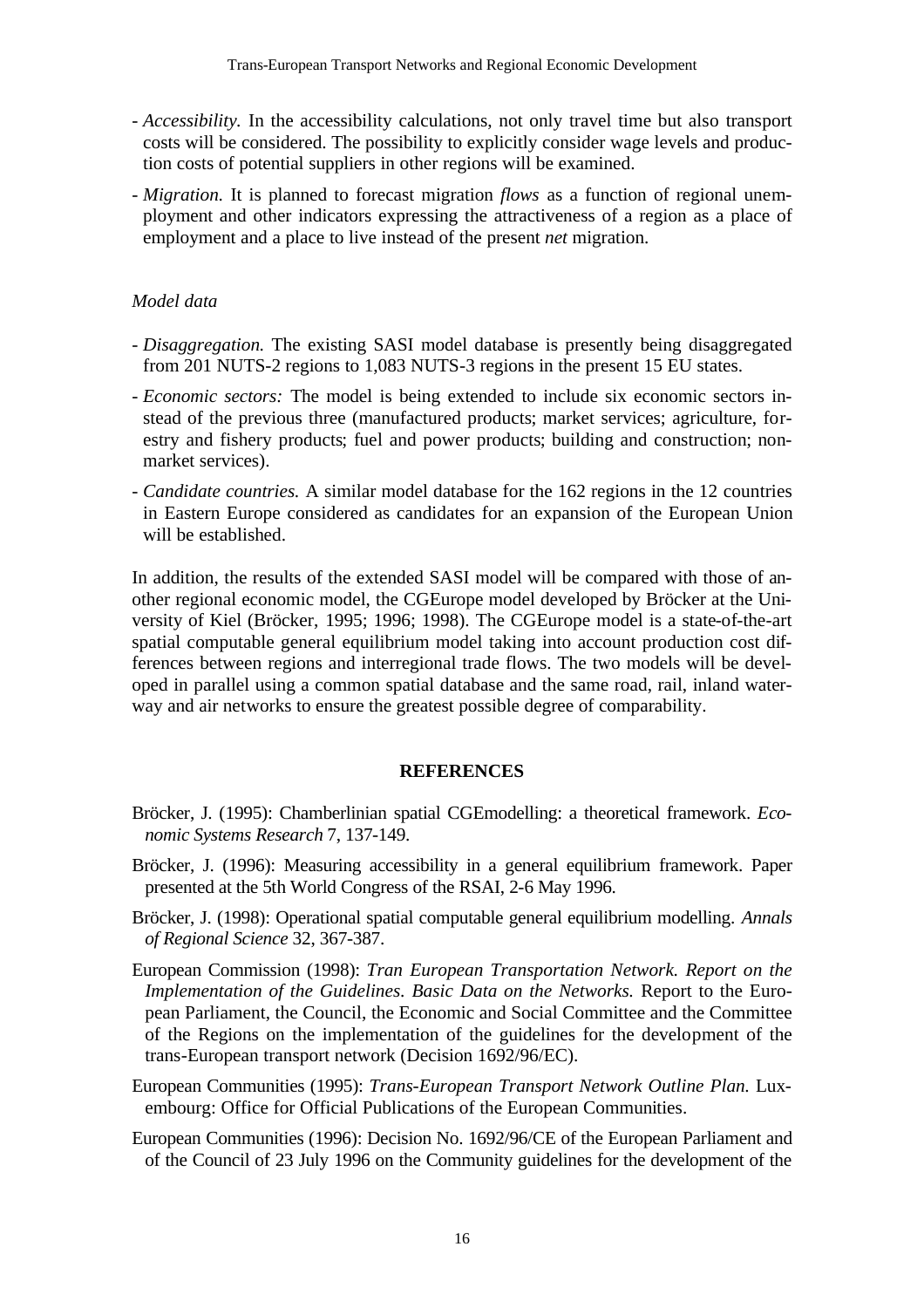- *Accessibility.* In the accessibility calculations, not only travel time but also transport costs will be considered. The possibility to explicitly consider wage levels and production costs of potential suppliers in other regions will be examined.
- *Migration.* It is planned to forecast migration *flows* as a function of regional unemployment and other indicators expressing the attractiveness of a region as a place of employment and a place to live instead of the present *net* migration.

*Model data*

- *Disaggregation.* The existing SASI model database is presently being disaggregated from 201 NUTS-2 regions to 1,083 NUTS-3 regions in the present 15 EU states.
- *Economic sectors:* The model is being extended to include six economic sectors instead of the previous three (manufactured products; market services; agriculture, forestry and fishery products; fuel and power products; building and construction; non-market services).
- *Candidate countries.* A similar model database for the 162 regions in the 12 countries in Eastern Europe considered as candidates for an expansion of the European Union will be established.

In addition, the results of the extended SASI model will be compared with those of another regional economic model, the CGEurope model developed by Bröcker at the University of Kiel (Bröcker, 1995; 1996; 1998). The CGEurope model is a state-of-the-art spatial computable general equilibrium model taking into account production cost differences between regions and interregional trade flows. The two models will be developed in parallel using a common spatial database and the same road, rail, inland waterway and air networks to ensure the greatest possible degree of comparability.

## REFERENCES

Bröcker, J. (1995): Chamberlinian spatial CGEmodelling: a theoretical framework. *Economic Systems Research* 7, 137-149.

Bröcker, J. (1996): Measuring accessibility in a general equilibrium framework. Paper presented at the 5th World Congress of the RSAI, 2-6 May 1996.

Bröcker, J. (1998): Operational spatial computable general equilibrium modelling. *Annals of Regional Science* 32, 367-387.

European Commission (1998): *Tran European Transportation Network. Report on the Implementation of the Guidelines. Basic Data on the Networks.* Report to the European Parliament, the Council, the Economic and Social Committee and the Committee of the Regions on the implementation of the guidelines for the development of the trans-European transport network (Decision 1692/96/EC).

European Communities (1995): *Trans-European Transport Network Outline Plan.* Luxembourg: Office for Official Publications of the European Communities.

European Communities (1996): Decision No. 1692/96/CE of the European Parliament and of the Council of 23 July 1996 on the Community guidelines for the development of the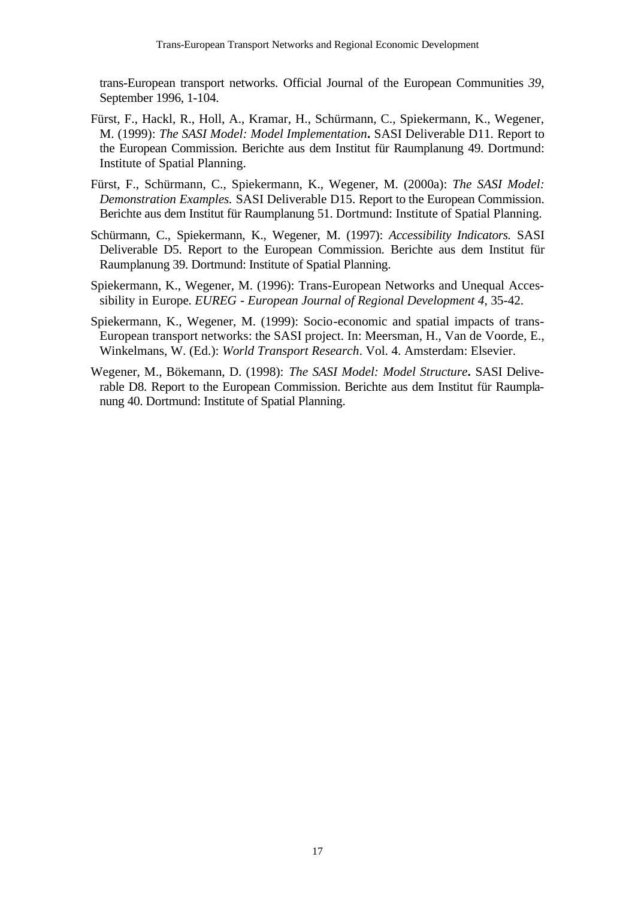trans-European transport networks. Official Journal of the European Communities *39*, September 1996, 1-104.

Fürst, F., Hackl, R., Holl, A., Kramar, H., Schürmann, C., Spiekermann, K., Wegener, M. (1999): *The SASI Model: Model Implementation***.** SASI Deliverable D11. Report to the European Commission. Berichte aus dem Institut für Raumplanung 49. Dortmund: Institute of Spatial Planning.

Fürst, F., Schürmann, C., Spiekermann, K., Wegener, M. (2000a): *The SASI Model: Demonstration Examples.* SASI Deliverable D15. Report to the European Commission. Berichte aus dem Institut für Raumplanung 51. Dortmund: Institute of Spatial Planning.

Schürmann, C., Spiekermann, K., Wegener, M. (1997): *Accessibility Indicators.* SASI Deliverable D5. Report to the European Commission. Berichte aus dem Institut für Raumplanung 39. Dortmund: Institute of Spatial Planning.

Spiekermann, K., Wegener, M. (1996): Trans-European Networks and Unequal Accessibility in Europe. *EUREG - European Journal of Regional Development 4*, 35-42.

Spiekermann, K., Wegener, M. (1999): Socio-economic and spatial impacts of trans-European transport networks: the SASI project. In: Meersman, H., Van de Voorde, E., Winkelmans, W. (Ed.): *World Transport Research*. Vol. 4. Amsterdam: Elsevier.

Wegener, M., Bökemann, D. (1998): *The SASI Model: Model Structure***.** SASI Deliverable D8. Report to the European Commission. Berichte aus dem Institut für Raumplanung 40. Dortmund: Institute of Spatial Planning.